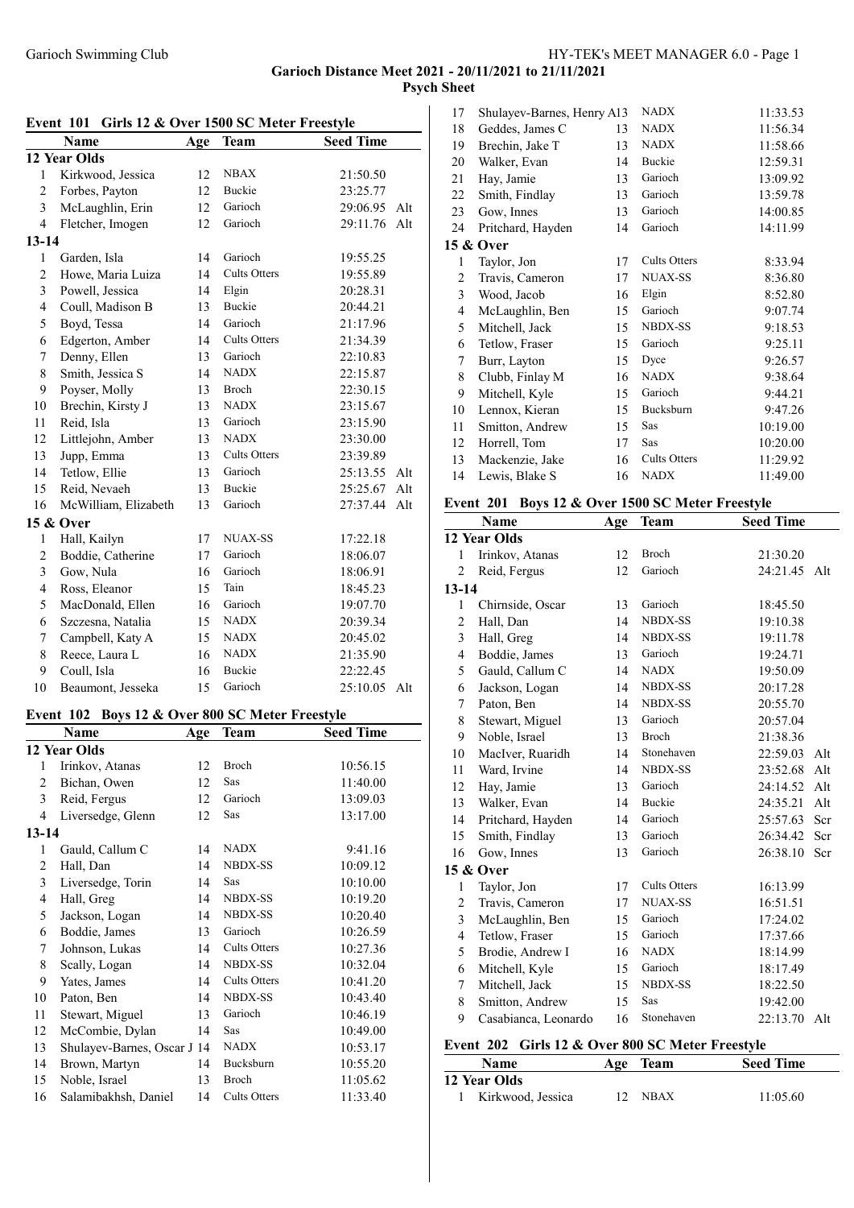Garioch Swimming Club

## Garioch Distance Meet 2021 - 20/11/2021 to 21/11/2021

### Psych Sheet

#### Event 101 Girls 12 & Over 1500 SC Meter Freestyle

| | Name | Age | Team | Seed Time | |
|---|---|---|---|---|---|
| **12 Year Olds** | | | | | |
| 1 | Kirkwood, Jessica | 12 | NBAX | 21:50.50 | |
| 2 | Forbes, Payton | 12 | Buckie | 23:25.77 | |
| 3 | McLaughlin, Erin | 12 | Garioch | 29:06.95 | Alt |
| 4 | Fletcher, Imogen | 12 | Garioch | 29:11.76 | Alt |
| **13-14** | | | | | |
| 1 | Garden, Isla | 14 | Garioch | 19:55.25 | |
| 2 | Howe, Maria Luiza | 14 | Cults Otters | 19:55.89 | |
| 3 | Powell, Jessica | 14 | Elgin | 20:28.31 | |
| 4 | Coull, Madison B | 13 | Buckie | 20:44.21 | |
| 5 | Boyd, Tessa | 14 | Garioch | 21:17.96 | |
| 6 | Edgerton, Amber | 14 | Cults Otters | 21:34.39 | |
| 7 | Denny, Ellen | 13 | Garioch | 22:10.83 | |
| 8 | Smith, Jessica S | 14 | NADX | 22:15.87 | |
| 9 | Poyser, Molly | 13 | Broch | 22:30.15 | |
| 10 | Brechin, Kirsty J | 13 | NADX | 23:15.67 | |
| 11 | Reid, Isla | 13 | Garioch | 23:15.90 | |
| 12 | Littlejohn, Amber | 13 | NADX | 23:30.00 | |
| 13 | Jupp, Emma | 13 | Cults Otters | 23:39.89 | |
| 14 | Tetlow, Ellie | 13 | Garioch | 25:13.55 | Alt |
| 15 | Reid, Nevaeh | 13 | Buckie | 25:25.67 | Alt |
| 16 | McWilliam, Elizabeth | 13 | Garioch | 27:37.44 | Alt |
| **15 & Over** | | | | | |
| 1 | Hall, Kailyn | 17 | NUAX-SS | 17:22.18 | |
| 2 | Boddie, Catherine | 17 | Garioch | 18:06.07 | |
| 3 | Gow, Nula | 16 | Garioch | 18:06.91 | |
| 4 | Ross, Eleanor | 15 | Tain | 18:45.23 | |
| 5 | MacDonald, Ellen | 16 | Garioch | 19:07.70 | |
| 6 | Szczesna, Natalia | 15 | NADX | 20:39.34 | |
| 7 | Campbell, Katy A | 15 | NADX | 20:45.02 | |
| 8 | Reece, Laura L | 16 | NADX | 21:35.90 | |
| 9 | Coull, Isla | 16 | Buckie | 22:22.45 | |
| 10 | Beaumont, Jesseka | 15 | Garioch | 25:10.05 | Alt |

#### Event 102 Boys 12 & Over 800 SC Meter Freestyle

| | Name | Age | Team | Seed Time |
|---|---|---|---|---|
| **12 Year Olds** | | | | |
| 1 | Irinkov, Atanas | 12 | Broch | 10:56.15 |
| 2 | Bichan, Owen | 12 | Sas | 11:40.00 |
| 3 | Reid, Fergus | 12 | Garioch | 13:09.03 |
| 4 | Liversedge, Glenn | 12 | Sas | 13:17.00 |
| **13-14** | | | | |
| 1 | Gauld, Callum C | 14 | NADX | 9:41.16 |
| 2 | Hall, Dan | 14 | NBDX-SS | 10:09.12 |
| 3 | Liversedge, Torin | 14 | Sas | 10:10.00 |
| 4 | Hall, Greg | 14 | NBDX-SS | 10:19.20 |
| 5 | Jackson, Logan | 14 | NBDX-SS | 10:20.40 |
| 6 | Boddie, James | 13 | Garioch | 10:26.59 |
| 7 | Johnson, Lukas | 14 | Cults Otters | 10:27.36 |
| 8 | Scally, Logan | 14 | NBDX-SS | 10:32.04 |
| 9 | Yates, James | 14 | Cults Otters | 10:41.20 |
| 10 | Paton, Ben | 14 | NBDX-SS | 10:43.40 |
| 11 | Stewart, Miguel | 13 | Garioch | 10:46.19 |
| 12 | McCombie, Dylan | 14 | Sas | 10:49.00 |
| 13 | Shulayev-Barnes, Oscar J | 14 | NADX | 10:53.17 |
| 14 | Brown, Martyn | 14 | Bucksburn | 10:55.20 |
| 15 | Noble, Israel | 13 | Broch | 11:05.62 |
| 16 | Salamibakhsh, Daniel | 14 | Cults Otters | 11:33.40 |
| 17 | Shulayev-Barnes, Henry A | 13 | NADX | 11:33.53 |
| 18 | Geddes, James C | 13 | NADX | 11:56.34 |
| 19 | Brechin, Jake T | 13 | NADX | 11:58.66 |
| 20 | Walker, Evan | 14 | Buckie | 12:59.31 |
| 21 | Hay, Jamie | 13 | Garioch | 13:09.92 |
| 22 | Smith, Findlay | 13 | Garioch | 13:59.78 |
| 23 | Gow, Innes | 13 | Garioch | 14:00.85 |
| 24 | Pritchard, Hayden | 14 | Garioch | 14:11.99 |
| **15 & Over** | | | | |
| 1 | Taylor, Jon | 17 | Cults Otters | 8:33.94 |
| 2 | Travis, Cameron | 17 | NUAX-SS | 8:36.80 |
| 3 | Wood, Jacob | 16 | Elgin | 8:52.80 |
| 4 | McLaughlin, Ben | 15 | Garioch | 9:07.74 |
| 5 | Mitchell, Jack | 15 | NBDX-SS | 9:18.53 |
| 6 | Tetlow, Fraser | 15 | Garioch | 9:25.11 |
| 7 | Burr, Layton | 15 | Dyce | 9:26.57 |
| 8 | Clubb, Finlay M | 16 | NADX | 9:38.64 |
| 9 | Mitchell, Kyle | 15 | Garioch | 9:44.21 |
| 10 | Lennox, Kieran | 15 | Bucksburn | 9:47.26 |
| 11 | Smitton, Andrew | 15 | Sas | 10:19.00 |
| 12 | Horrell, Tom | 17 | Sas | 10:20.00 |
| 13 | Mackenzie, Jake | 16 | Cults Otters | 11:29.92 |
| 14 | Lewis, Blake S | 16 | NADX | 11:49.00 |

#### Event 201 Boys 12 & Over 1500 SC Meter Freestyle

| | Name | Age | Team | Seed Time | |
|---|---|---|---|---|---|
| **12 Year Olds** | | | | | |
| 1 | Irinkov, Atanas | 12 | Broch | 21:30.20 | |
| 2 | Reid, Fergus | 12 | Garioch | 24:21.45 | Alt |
| **13-14** | | | | | |
| 1 | Chirnside, Oscar | 13 | Garioch | 18:45.50 | |
| 2 | Hall, Dan | 14 | NBDX-SS | 19:10.38 | |
| 3 | Hall, Greg | 14 | NBDX-SS | 19:11.78 | |
| 4 | Boddie, James | 13 | Garioch | 19:24.71 | |
| 5 | Gauld, Callum C | 14 | NADX | 19:50.09 | |
| 6 | Jackson, Logan | 14 | NBDX-SS | 20:17.28 | |
| 7 | Paton, Ben | 14 | NBDX-SS | 20:55.70 | |
| 8 | Stewart, Miguel | 13 | Garioch | 20:57.04 | |
| 9 | Noble, Israel | 13 | Broch | 21:38.36 | |
| 10 | MacIver, Ruaridh | 14 | Stonehaven | 22:59.03 | Alt |
| 11 | Ward, Irvine | 14 | NBDX-SS | 23:52.68 | Alt |
| 12 | Hay, Jamie | 13 | Garioch | 24:14.52 | Alt |
| 13 | Walker, Evan | 14 | Buckie | 24:35.21 | Alt |
| 14 | Pritchard, Hayden | 14 | Garioch | 25:57.63 | Scr |
| 15 | Smith, Findlay | 13 | Garioch | 26:34.42 | Scr |
| 16 | Gow, Innes | 13 | Garioch | 26:38.10 | Scr |
| **15 & Over** | | | | | |
| 1 | Taylor, Jon | 17 | Cults Otters | 16:13.99 | |
| 2 | Travis, Cameron | 17 | NUAX-SS | 16:51.51 | |
| 3 | McLaughlin, Ben | 15 | Garioch | 17:24.02 | |
| 4 | Tetlow, Fraser | 15 | Garioch | 17:37.66 | |
| 5 | Brodie, Andrew I | 16 | NADX | 18:14.99 | |
| 6 | Mitchell, Kyle | 15 | Garioch | 18:17.49 | |
| 7 | Mitchell, Jack | 15 | NBDX-SS | 18:22.50 | |
| 8 | Smitton, Andrew | 15 | Sas | 19:42.00 | |
| 9 | Casabianca, Leonardo | 16 | Stonehaven | 22:13.70 | Alt |

#### Event 202 Girls 12 & Over 800 SC Meter Freestyle

| | Name | Age | Team | Seed Time |
|---|---|---|---|---|
| **12 Year Olds** | | | | |
| 1 | Kirkwood, Jessica | 12 | NBAX | 11:05.60 |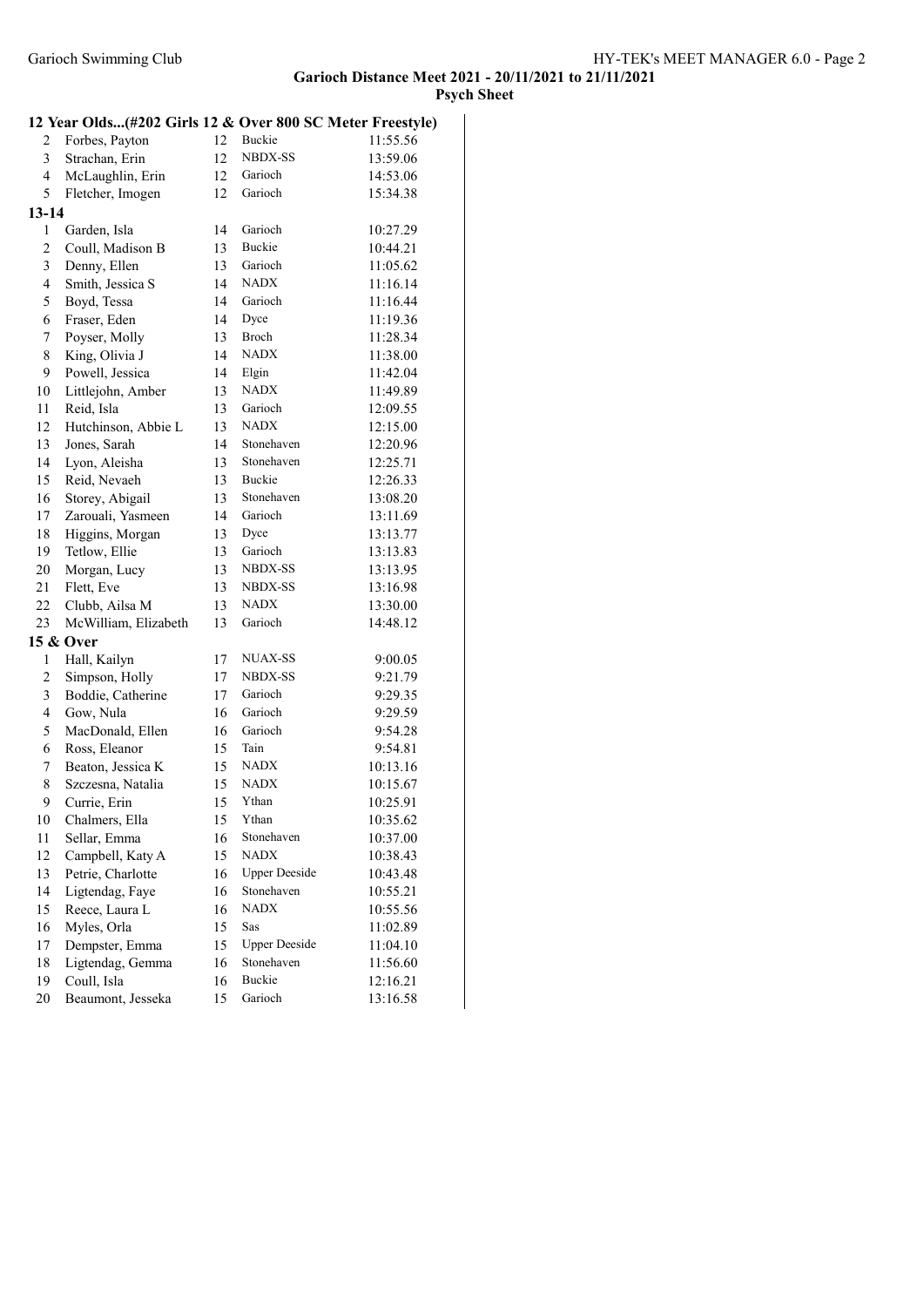**Garioch Distance Meet 2021 - 20/11/2021 to 21/11/2021**

**Psych Sheet**

**12 Year Olds...(#202 Girls 12 & Over 800 SC Meter Freestyle)**

| | | | | |
|---|---|---|---|---|
| 2 | Forbes, Payton | 12 | Buckie | 11:55.56 |
| 3 | Strachan, Erin | 12 | NBDX-SS | 13:59.06 |
| 4 | McLaughlin, Erin | 12 | Garioch | 14:53.06 |
| 5 | Fletcher, Imogen | 12 | Garioch | 15:34.38 |

**13-14**

| | | | | |
|---|---|---|---|---|
| 1 | Garden, Isla | 14 | Garioch | 10:27.29 |
| 2 | Coull, Madison B | 13 | Buckie | 10:44.21 |
| 3 | Denny, Ellen | 13 | Garioch | 11:05.62 |
| 4 | Smith, Jessica S | 14 | NADX | 11:16.14 |
| 5 | Boyd, Tessa | 14 | Garioch | 11:16.44 |
| 6 | Fraser, Eden | 14 | Dyce | 11:19.36 |
| 7 | Poyser, Molly | 13 | Broch | 11:28.34 |
| 8 | King, Olivia J | 14 | NADX | 11:38.00 |
| 9 | Powell, Jessica | 14 | Elgin | 11:42.04 |
| 10 | Littlejohn, Amber | 13 | NADX | 11:49.89 |
| 11 | Reid, Isla | 13 | Garioch | 12:09.55 |
| 12 | Hutchinson, Abbie L | 13 | NADX | 12:15.00 |
| 13 | Jones, Sarah | 14 | Stonehaven | 12:20.96 |
| 14 | Lyon, Aleisha | 13 | Stonehaven | 12:25.71 |
| 15 | Reid, Nevaeh | 13 | Buckie | 12:26.33 |
| 16 | Storey, Abigail | 13 | Stonehaven | 13:08.20 |
| 17 | Zarouali, Yasmeen | 14 | Garioch | 13:11.69 |
| 18 | Higgins, Morgan | 13 | Dyce | 13:13.77 |
| 19 | Tetlow, Ellie | 13 | Garioch | 13:13.83 |
| 20 | Morgan, Lucy | 13 | NBDX-SS | 13:13.95 |
| 21 | Flett, Eve | 13 | NBDX-SS | 13:16.98 |
| 22 | Clubb, Ailsa M | 13 | NADX | 13:30.00 |
| 23 | McWilliam, Elizabeth | 13 | Garioch | 14:48.12 |

**15 & Over**

| | | | | |
|---|---|---|---|---|
| 1 | Hall, Kailyn | 17 | NUAX-SS | 9:00.05 |
| 2 | Simpson, Holly | 17 | NBDX-SS | 9:21.79 |
| 3 | Boddie, Catherine | 17 | Garioch | 9:29.35 |
| 4 | Gow, Nula | 16 | Garioch | 9:29.59 |
| 5 | MacDonald, Ellen | 16 | Garioch | 9:54.28 |
| 6 | Ross, Eleanor | 15 | Tain | 9:54.81 |
| 7 | Beaton, Jessica K | 15 | NADX | 10:13.16 |
| 8 | Szczesna, Natalia | 15 | NADX | 10:15.67 |
| 9 | Currie, Erin | 15 | Ythan | 10:25.91 |
| 10 | Chalmers, Ella | 15 | Ythan | 10:35.62 |
| 11 | Sellar, Emma | 16 | Stonehaven | 10:37.00 |
| 12 | Campbell, Katy A | 15 | NADX | 10:38.43 |
| 13 | Petrie, Charlotte | 16 | Upper Deeside | 10:43.48 |
| 14 | Ligtendag, Faye | 16 | Stonehaven | 10:55.21 |
| 15 | Reece, Laura L | 16 | NADX | 10:55.56 |
| 16 | Myles, Orla | 15 | Sas | 11:02.89 |
| 17 | Dempster, Emma | 15 | Upper Deeside | 11:04.10 |
| 18 | Ligtendag, Gemma | 16 | Stonehaven | 11:56.60 |
| 19 | Coull, Isla | 16 | Buckie | 12:16.21 |
| 20 | Beaumont, Jesseka | 15 | Garioch | 13:16.58 |